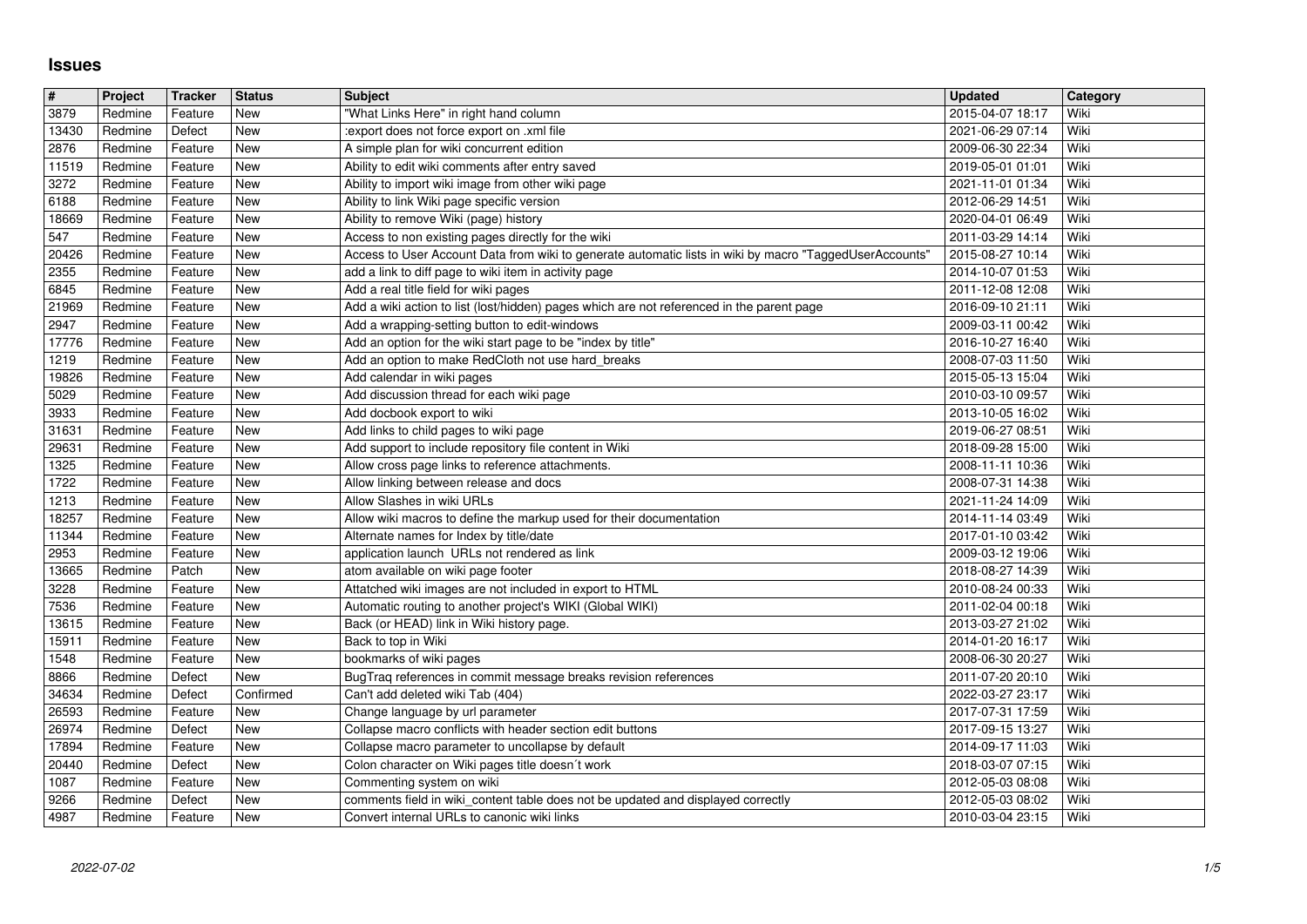# Issues

| # | Project | Tracker | Status | Subject | Updated | Category |
|---|---|---|---|---|---|---|
| 3879 | Redmine | Feature | New | "What Links Here" in right hand column | 2015-04-07 18:17 | Wiki |
| 13430 | Redmine | Defect | New | :export does not force export on .xml file | 2021-06-29 07:14 | Wiki |
| 2876 | Redmine | Feature | New | A simple plan for wiki concurrent edition | 2009-06-30 22:34 | Wiki |
| 11519 | Redmine | Feature | New | Ability to edit wiki comments after entry saved | 2019-05-01 01:01 | Wiki |
| 3272 | Redmine | Feature | New | Ability to import wiki image from other wiki page | 2021-11-01 01:34 | Wiki |
| 6188 | Redmine | Feature | New | Ability to link Wiki page specific version | 2012-06-29 14:51 | Wiki |
| 18669 | Redmine | Feature | New | Ability to remove Wiki (page) history | 2020-04-01 06:49 | Wiki |
| 547 | Redmine | Feature | New | Access to non existing pages directly for the wiki | 2011-03-29 14:14 | Wiki |
| 20426 | Redmine | Feature | New | Access to User Account Data from wiki to generate automatic lists in wiki by macro "TaggedUserAccounts" | 2015-08-27 10:14 | Wiki |
| 2355 | Redmine | Feature | New | add a link to diff page to wiki item in activity page | 2014-10-07 01:53 | Wiki |
| 6845 | Redmine | Feature | New | Add a real title field for wiki pages | 2011-12-08 12:08 | Wiki |
| 21969 | Redmine | Feature | New | Add a wiki action to list (lost/hidden) pages which are not referenced in the parent page | 2016-09-10 21:11 | Wiki |
| 2947 | Redmine | Feature | New | Add a wrapping-setting button to edit-windows | 2009-03-11 00:42 | Wiki |
| 17776 | Redmine | Feature | New | Add an option for the wiki start page to be "index by title" | 2016-10-27 16:40 | Wiki |
| 1219 | Redmine | Feature | New | Add an option to make RedCloth not use hard_breaks | 2008-07-03 11:50 | Wiki |
| 19826 | Redmine | Feature | New | Add calendar in wiki pages | 2015-05-13 15:04 | Wiki |
| 5029 | Redmine | Feature | New | Add discussion thread for each wiki page | 2010-03-10 09:57 | Wiki |
| 3933 | Redmine | Feature | New | Add docbook export to wiki | 2013-10-05 16:02 | Wiki |
| 31631 | Redmine | Feature | New | Add links to child pages to wiki page | 2019-06-27 08:51 | Wiki |
| 29631 | Redmine | Feature | New | Add support to include repository file content in Wiki | 2018-09-28 15:00 | Wiki |
| 1325 | Redmine | Feature | New | Allow cross page links to reference attachments. | 2008-11-11 10:36 | Wiki |
| 1722 | Redmine | Feature | New | Allow linking between release and docs | 2008-07-31 14:38 | Wiki |
| 1213 | Redmine | Feature | New | Allow Slashes in wiki URLs | 2021-11-24 14:09 | Wiki |
| 18257 | Redmine | Feature | New | Allow wiki macros to define the markup used for their documentation | 2014-11-14 03:49 | Wiki |
| 11344 | Redmine | Feature | New | Alternate names for Index by title/date | 2017-01-10 03:42 | Wiki |
| 2953 | Redmine | Feature | New | application launch URLs not rendered as link | 2009-03-12 19:06 | Wiki |
| 13665 | Redmine | Patch | New | atom available on wiki page footer | 2018-08-27 14:39 | Wiki |
| 3228 | Redmine | Feature | New | Attatched wiki images are not included in export to HTML | 2010-08-24 00:33 | Wiki |
| 7536 | Redmine | Feature | New | Automatic routing to another project's WIKI (Global WIKI) | 2011-02-04 00:18 | Wiki |
| 13615 | Redmine | Feature | New | Back (or HEAD) link in Wiki history page. | 2013-03-27 21:02 | Wiki |
| 15911 | Redmine | Feature | New | Back to top in Wiki | 2014-01-20 16:17 | Wiki |
| 1548 | Redmine | Feature | New | bookmarks of wiki pages | 2008-06-30 20:27 | Wiki |
| 8866 | Redmine | Defect | New | BugTraq references in commit message breaks revision references | 2011-07-20 20:10 | Wiki |
| 34634 | Redmine | Defect | Confirmed | Can't add deleted wiki Tab (404) | 2022-03-27 23:17 | Wiki |
| 26593 | Redmine | Feature | New | Change language by url parameter | 2017-07-31 17:59 | Wiki |
| 26974 | Redmine | Defect | New | Collapse macro conflicts with header section edit buttons | 2017-09-15 13:27 | Wiki |
| 17894 | Redmine | Feature | New | Collapse macro parameter to uncollapse by default | 2014-09-17 11:03 | Wiki |
| 20440 | Redmine | Defect | New | Colon character on Wiki pages title doesn´t work | 2018-03-07 07:15 | Wiki |
| 1087 | Redmine | Feature | New | Commenting system on wiki | 2012-05-03 08:08 | Wiki |
| 9266 | Redmine | Defect | New | comments field in wiki_content table does not be updated and displayed correctly | 2012-05-03 08:02 | Wiki |
| 4987 | Redmine | Feature | New | Convert internal URLs to canonic wiki links | 2010-03-04 23:15 | Wiki |

2022-07-02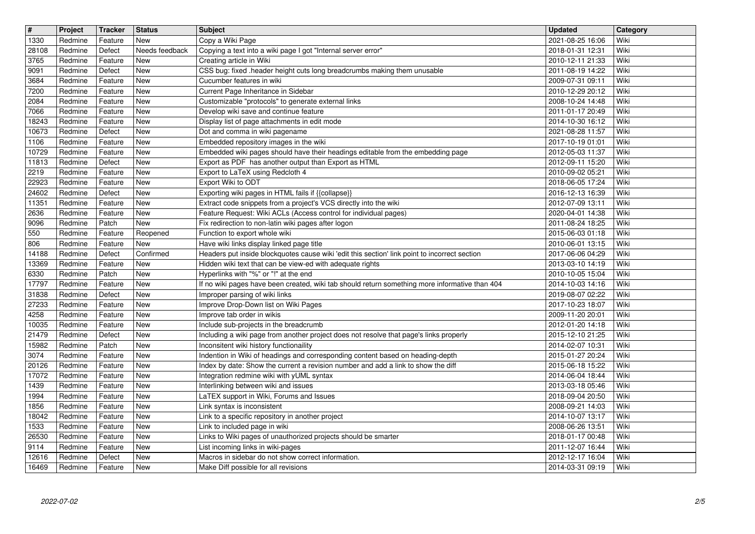| # | Project | Tracker | Status | Subject | Updated | Category |
| --- | --- | --- | --- | --- | --- | --- |
| 1330 | Redmine | Feature | New | Copy a Wiki Page | 2021-08-25 16:06 | Wiki |
| 28108 | Redmine | Defect | Needs feedback | Copying a text into a wiki page I got "Internal server error" | 2018-01-31 12:31 | Wiki |
| 3765 | Redmine | Feature | New | Creating article in Wiki | 2010-12-11 21:33 | Wiki |
| 9091 | Redmine | Defect | New | CSS bug: fixed .header height cuts long breadcrumbs making them unusable | 2011-08-19 14:22 | Wiki |
| 3684 | Redmine | Feature | New | Cucumber features in wiki | 2009-07-31 09:11 | Wiki |
| 7200 | Redmine | Feature | New | Current Page Inheritance in Sidebar | 2010-12-29 20:12 | Wiki |
| 2084 | Redmine | Feature | New | Customizable "protocols" to generate external links | 2008-10-24 14:48 | Wiki |
| 7066 | Redmine | Feature | New | Develop wiki save and continue feature | 2011-01-17 20:49 | Wiki |
| 18243 | Redmine | Feature | New | Display list of page attachments in edit mode | 2014-10-30 16:12 | Wiki |
| 10673 | Redmine | Defect | New | Dot and comma in wiki pagename | 2021-08-28 11:57 | Wiki |
| 1106 | Redmine | Feature | New | Embedded repository images in the wiki | 2017-10-19 01:01 | Wiki |
| 10729 | Redmine | Feature | New | Embedded wiki pages should have their headings editable from the embedding page | 2012-05-03 11:37 | Wiki |
| 11813 | Redmine | Defect | New | Export as PDF has another output than Export as HTML | 2012-09-11 15:20 | Wiki |
| 2219 | Redmine | Feature | New | Export to LaTeX using Redcloth 4 | 2010-09-02 05:21 | Wiki |
| 22923 | Redmine | Feature | New | Export Wiki to ODT | 2018-06-05 17:24 | Wiki |
| 24602 | Redmine | Defect | New | Exporting wiki pages in HTML fails if {{collapse}} | 2016-12-13 16:39 | Wiki |
| 11351 | Redmine | Feature | New | Extract code snippets from a project's VCS directly into the wiki | 2012-07-09 13:11 | Wiki |
| 2636 | Redmine | Feature | New | Feature Request: Wiki ACLs (Access control for individual pages) | 2020-04-01 14:38 | Wiki |
| 9096 | Redmine | Patch | New | Fix redirection to non-latin wiki pages after logon | 2011-08-24 18:25 | Wiki |
| 550 | Redmine | Feature | Reopened | Function to export whole wiki | 2015-06-03 01:18 | Wiki |
| 806 | Redmine | Feature | New | Have wiki links display linked page title | 2010-06-01 13:15 | Wiki |
| 14188 | Redmine | Defect | Confirmed | Headers put inside blockquotes cause wiki 'edit this section' link point to incorrect section | 2017-06-06 04:29 | Wiki |
| 13369 | Redmine | Feature | New | Hidden wiki text that can be view-ed with adequate rights | 2013-03-10 14:19 | Wiki |
| 6330 | Redmine | Patch | New | Hyperlinks with "%" or "!" at the end | 2010-10-05 15:04 | Wiki |
| 17797 | Redmine | Feature | New | If no wiki pages have been created, wiki tab should return something more informative than 404 | 2014-10-03 14:16 | Wiki |
| 31838 | Redmine | Defect | New | Improper parsing of wiki links | 2019-08-07 02:22 | Wiki |
| 27233 | Redmine | Feature | New | Improve Drop-Down list on Wiki Pages | 2017-10-23 18:07 | Wiki |
| 4258 | Redmine | Feature | New | Improve tab order in wikis | 2009-11-20 20:01 | Wiki |
| 10035 | Redmine | Feature | New | Include sub-projects in the breadcrumb | 2012-01-20 14:18 | Wiki |
| 21479 | Redmine | Defect | New | Including a wiki page from another project does not resolve that page's links properly | 2015-12-10 21:25 | Wiki |
| 15982 | Redmine | Patch | New | Inconsitent wiki history functionaility | 2014-02-07 10:31 | Wiki |
| 3074 | Redmine | Feature | New | Indention in Wiki of headings and corresponding content based on heading-depth | 2015-01-27 20:24 | Wiki |
| 20126 | Redmine | Feature | New | Index by date: Show the current a revision number and add a link to show the diff | 2015-06-18 15:22 | Wiki |
| 17072 | Redmine | Feature | New | Integration redmine wiki with yUML syntax | 2014-06-04 18:44 | Wiki |
| 1439 | Redmine | Feature | New | Interlinking between wiki and issues | 2013-03-18 05:46 | Wiki |
| 1994 | Redmine | Feature | New | LaTEX support in Wiki, Forums and Issues | 2018-09-04 20:50 | Wiki |
| 1856 | Redmine | Feature | New | Link syntax is inconsistent | 2008-09-21 14:03 | Wiki |
| 18042 | Redmine | Feature | New | Link to a specific repository in another project | 2014-10-07 13:17 | Wiki |
| 1533 | Redmine | Feature | New | Link to included page in wiki | 2008-06-26 13:51 | Wiki |
| 26530 | Redmine | Feature | New | Links to Wiki pages of unauthorized projects should be smarter | 2018-01-17 00:48 | Wiki |
| 9114 | Redmine | Feature | New | List incoming links in wiki-pages | 2011-12-07 16:44 | Wiki |
| 12616 | Redmine | Defect | New | Macros in sidebar do not show correct information. | 2012-12-17 16:04 | Wiki |
| 16469 | Redmine | Feature | New | Make Diff possible for all revisions | 2014-03-31 09:19 | Wiki |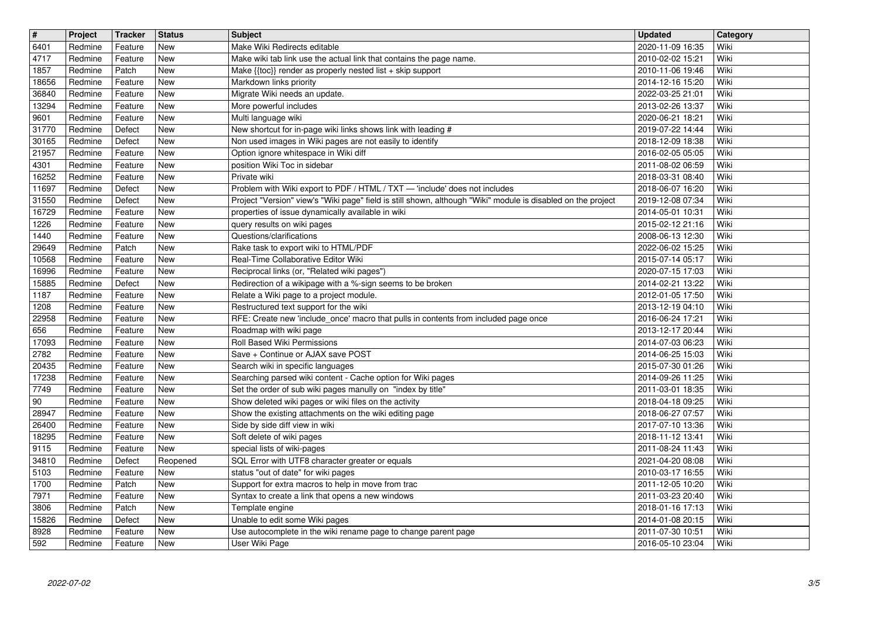| # | Project | Tracker | Status | Subject | Updated | Category |
|---|---|---|---|---|---|---|
| 6401 | Redmine | Feature | New | Make Wiki Redirects editable | 2020-11-09 16:35 | Wiki |
| 4717 | Redmine | Feature | New | Make wiki tab link use the actual link that contains the page name. | 2010-02-02 15:21 | Wiki |
| 1857 | Redmine | Patch | New | Make {{toc}} render as properly nested list + skip support | 2010-11-06 19:46 | Wiki |
| 18656 | Redmine | Feature | New | Markdown links priority | 2014-12-16 15:20 | Wiki |
| 36840 | Redmine | Feature | New | Migrate Wiki needs an update. | 2022-03-25 21:01 | Wiki |
| 13294 | Redmine | Feature | New | More powerful includes | 2013-02-26 13:37 | Wiki |
| 9601 | Redmine | Feature | New | Multi language wiki | 2020-06-21 18:21 | Wiki |
| 31770 | Redmine | Defect | New | New shortcut for in-page wiki links shows link with leading # | 2019-07-22 14:44 | Wiki |
| 30165 | Redmine | Defect | New | Non used images in Wiki pages are not easily to identify | 2018-12-09 18:38 | Wiki |
| 21957 | Redmine | Feature | New | Option ignore whitespace in Wiki diff | 2016-02-05 05:05 | Wiki |
| 4301 | Redmine | Feature | New | position Wiki Toc in sidebar | 2011-08-02 06:59 | Wiki |
| 16252 | Redmine | Feature | New | Private wiki | 2018-03-31 08:40 | Wiki |
| 11697 | Redmine | Defect | New | Problem with Wiki export to PDF / HTML / TXT — 'include' does not includes | 2018-06-07 16:20 | Wiki |
| 31550 | Redmine | Defect | New | Project "Version" view's "Wiki page" field is still shown, although "Wiki" module is disabled on the project | 2019-12-08 07:34 | Wiki |
| 16729 | Redmine | Feature | New | properties of issue dynamically available in wiki | 2014-05-01 10:31 | Wiki |
| 1226 | Redmine | Feature | New | query results on wiki pages | 2015-02-12 21:16 | Wiki |
| 1440 | Redmine | Feature | New | Questions/clarifications | 2008-06-13 12:30 | Wiki |
| 29649 | Redmine | Patch | New | Rake task to export wiki to HTML/PDF | 2022-06-02 15:25 | Wiki |
| 10568 | Redmine | Feature | New | Real-Time Collaborative Editor Wiki | 2015-07-14 05:17 | Wiki |
| 16996 | Redmine | Feature | New | Reciprocal links (or, "Related wiki pages") | 2020-07-15 17:03 | Wiki |
| 15885 | Redmine | Defect | New | Redirection of a wikipage with a %-sign seems to be broken | 2014-02-21 13:22 | Wiki |
| 1187 | Redmine | Feature | New | Relate a Wiki page to a project module. | 2012-01-05 17:50 | Wiki |
| 1208 | Redmine | Feature | New | Restructured text support for the wiki | 2013-12-19 04:10 | Wiki |
| 22958 | Redmine | Feature | New | RFE: Create new 'include_once' macro that pulls in contents from included page once | 2016-06-24 17:21 | Wiki |
| 656 | Redmine | Feature | New | Roadmap with wiki page | 2013-12-17 20:44 | Wiki |
| 17093 | Redmine | Feature | New | Roll Based Wiki Permissions | 2014-07-03 06:23 | Wiki |
| 2782 | Redmine | Feature | New | Save + Continue or AJAX save POST | 2014-06-25 15:03 | Wiki |
| 20435 | Redmine | Feature | New | Search wiki in specific languages | 2015-07-30 01:26 | Wiki |
| 17238 | Redmine | Feature | New | Searching parsed wiki content - Cache option for Wiki pages | 2014-09-26 11:25 | Wiki |
| 7749 | Redmine | Feature | New | Set the order of sub wiki pages manully on "index by title" | 2011-03-01 18:35 | Wiki |
| 90 | Redmine | Feature | New | Show deleted wiki pages or wiki files on the activity | 2018-04-18 09:25 | Wiki |
| 28947 | Redmine | Feature | New | Show the existing attachments on the wiki editing page | 2018-06-27 07:57 | Wiki |
| 26400 | Redmine | Feature | New | Side by side diff view in wiki | 2017-07-10 13:36 | Wiki |
| 18295 | Redmine | Feature | New | Soft delete of wiki pages | 2018-11-12 13:41 | Wiki |
| 9115 | Redmine | Feature | New | special lists of wiki-pages | 2011-08-24 11:43 | Wiki |
| 34810 | Redmine | Defect | Reopened | SQL Error with UTF8 character greater or equals | 2021-04-20 08:08 | Wiki |
| 5103 | Redmine | Feature | New | status "out of date" for wiki pages | 2010-03-17 16:55 | Wiki |
| 1700 | Redmine | Patch | New | Support for extra macros to help in move from trac | 2011-12-05 10:20 | Wiki |
| 7971 | Redmine | Feature | New | Syntax to create a link that opens a new windows | 2011-03-23 20:40 | Wiki |
| 3806 | Redmine | Patch | New | Template engine | 2018-01-16 17:13 | Wiki |
| 15826 | Redmine | Defect | New | Unable to edit some Wiki pages | 2014-01-08 20:15 | Wiki |
| 8928 | Redmine | Feature | New | Use autocomplete in the wiki rename page to change parent page | 2011-07-30 10:51 | Wiki |
| 592 | Redmine | Feature | New | User Wiki Page | 2016-05-10 23:04 | Wiki |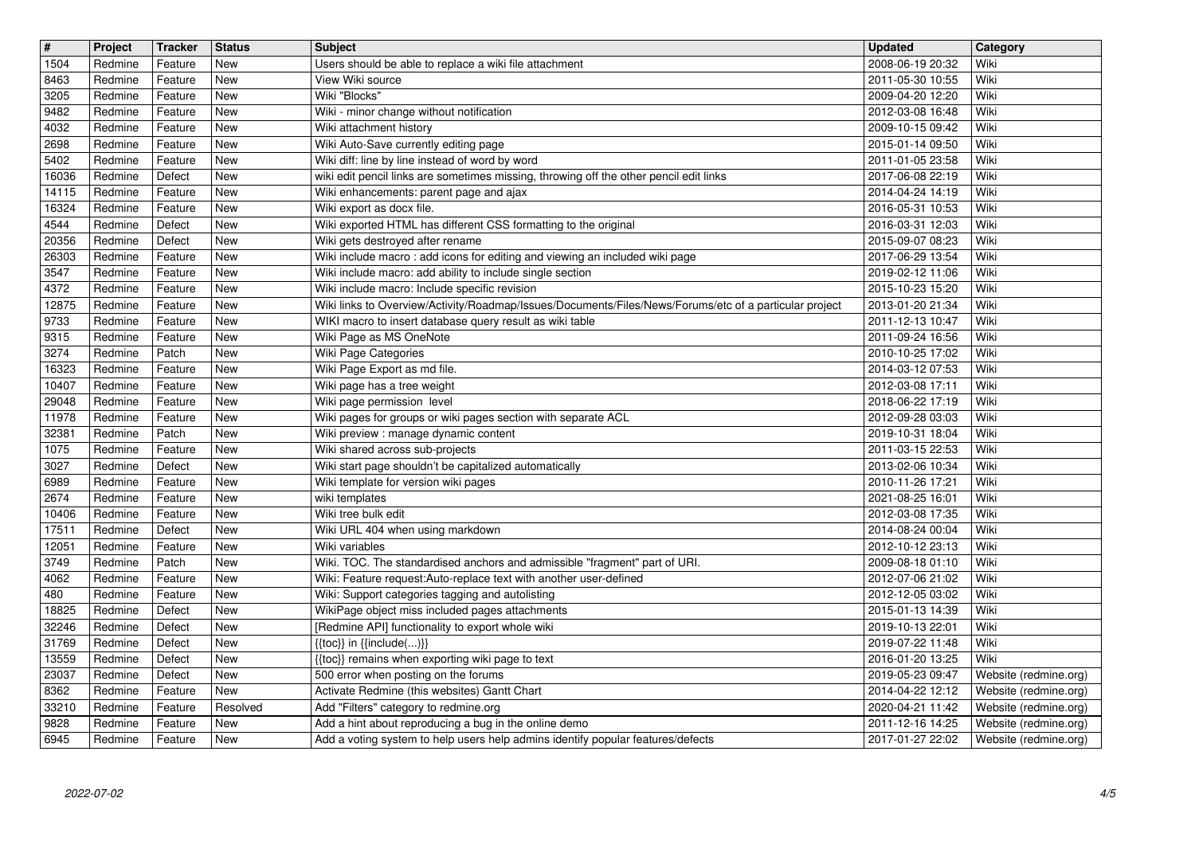| # | Project | Tracker | Status | Subject | Updated | Category |
| --- | --- | --- | --- | --- | --- | --- |
| 1504 | Redmine | Feature | New | Users should be able to replace a wiki file attachment | 2008-06-19 20:32 | Wiki |
| 8463 | Redmine | Feature | New | View Wiki source | 2011-05-30 10:55 | Wiki |
| 3205 | Redmine | Feature | New | Wiki "Blocks" | 2009-04-20 12:20 | Wiki |
| 9482 | Redmine | Feature | New | Wiki - minor change without notification | 2012-03-08 16:48 | Wiki |
| 4032 | Redmine | Feature | New | Wiki attachment history | 2009-10-15 09:42 | Wiki |
| 2698 | Redmine | Feature | New | Wiki Auto-Save currently editing page | 2015-01-14 09:50 | Wiki |
| 5402 | Redmine | Feature | New | Wiki diff: line by line instead of word by word | 2011-01-05 23:58 | Wiki |
| 16036 | Redmine | Defect | New | wiki edit pencil links are sometimes missing, throwing off the other pencil edit links | 2017-06-08 22:19 | Wiki |
| 14115 | Redmine | Feature | New | Wiki enhancements: parent page and ajax | 2014-04-24 14:19 | Wiki |
| 16324 | Redmine | Feature | New | Wiki export as docx file. | 2016-05-31 10:53 | Wiki |
| 4544 | Redmine | Defect | New | Wiki exported HTML has different CSS formatting to the original | 2016-03-31 12:03 | Wiki |
| 20356 | Redmine | Defect | New | Wiki gets destroyed after rename | 2015-09-07 08:23 | Wiki |
| 26303 | Redmine | Feature | New | Wiki include macro : add icons for editing and viewing an included wiki page | 2017-06-29 13:54 | Wiki |
| 3547 | Redmine | Feature | New | Wiki include macro: add ability to include single section | 2019-02-12 11:06 | Wiki |
| 4372 | Redmine | Feature | New | Wiki include macro: Include specific revision | 2015-10-23 15:20 | Wiki |
| 12875 | Redmine | Feature | New | Wiki links to Overview/Activity/Roadmap/Issues/Documents/Files/News/Forums/etc of a particular project | 2013-01-20 21:34 | Wiki |
| 9733 | Redmine | Feature | New | WIKI macro to insert database query result as wiki table | 2011-12-13 10:47 | Wiki |
| 9315 | Redmine | Feature | New | Wiki Page as MS OneNote | 2011-09-24 16:56 | Wiki |
| 3274 | Redmine | Patch | New | Wiki Page Categories | 2010-10-25 17:02 | Wiki |
| 16323 | Redmine | Feature | New | Wiki Page Export as md file. | 2014-03-12 07:53 | Wiki |
| 10407 | Redmine | Feature | New | Wiki page has a tree weight | 2012-03-08 17:11 | Wiki |
| 29048 | Redmine | Feature | New | Wiki page permission level | 2018-06-22 17:19 | Wiki |
| 11978 | Redmine | Feature | New | Wiki pages for groups or wiki pages section with separate ACL | 2012-09-28 03:03 | Wiki |
| 32381 | Redmine | Patch | New | Wiki preview : manage dynamic content | 2019-10-31 18:04 | Wiki |
| 1075 | Redmine | Feature | New | Wiki shared across sub-projects | 2011-03-15 22:53 | Wiki |
| 3027 | Redmine | Defect | New | Wiki start page shouldn't be capitalized automatically | 2013-02-06 10:34 | Wiki |
| 6989 | Redmine | Feature | New | Wiki template for version wiki pages | 2010-11-26 17:21 | Wiki |
| 2674 | Redmine | Feature | New | wiki templates | 2021-08-25 16:01 | Wiki |
| 10406 | Redmine | Feature | New | Wiki tree bulk edit | 2012-03-08 17:35 | Wiki |
| 17511 | Redmine | Defect | New | Wiki URL 404 when using markdown | 2014-08-24 00:04 | Wiki |
| 12051 | Redmine | Feature | New | Wiki variables | 2012-10-12 23:13 | Wiki |
| 3749 | Redmine | Patch | New | Wiki. TOC. The standardised anchors and admissible "fragment" part of URI. | 2009-08-18 01:10 | Wiki |
| 4062 | Redmine | Feature | New | Wiki: Feature request:Auto-replace text with another user-defined | 2012-07-06 21:02 | Wiki |
| 480 | Redmine | Feature | New | Wiki: Support categories tagging and autolisting | 2012-12-05 03:02 | Wiki |
| 18825 | Redmine | Defect | New | WikiPage object miss included pages attachments | 2015-01-13 14:39 | Wiki |
| 32246 | Redmine | Defect | New | [Redmine API] functionality to export whole wiki | 2019-10-13 22:01 | Wiki |
| 31769 | Redmine | Defect | New | {{toc}} in {{include(...)}} | 2019-07-22 11:48 | Wiki |
| 13559 | Redmine | Defect | New | {{toc}} remains when exporting wiki page to text | 2016-01-20 13:25 | Wiki |
| 23037 | Redmine | Defect | New | 500 error when posting on the forums | 2019-05-23 09:47 | Website (redmine.org) |
| 8362 | Redmine | Feature | New | Activate Redmine (this websites) Gantt Chart | 2014-04-22 12:12 | Website (redmine.org) |
| 33210 | Redmine | Feature | Resolved | Add "Filters" category to redmine.org | 2020-04-21 11:42 | Website (redmine.org) |
| 9828 | Redmine | Feature | New | Add a hint about reproducing a bug in the online demo | 2011-12-16 14:25 | Website (redmine.org) |
| 6945 | Redmine | Feature | New | Add a voting system to help users help admins identify popular features/defects | 2017-01-27 22:02 | Website (redmine.org) |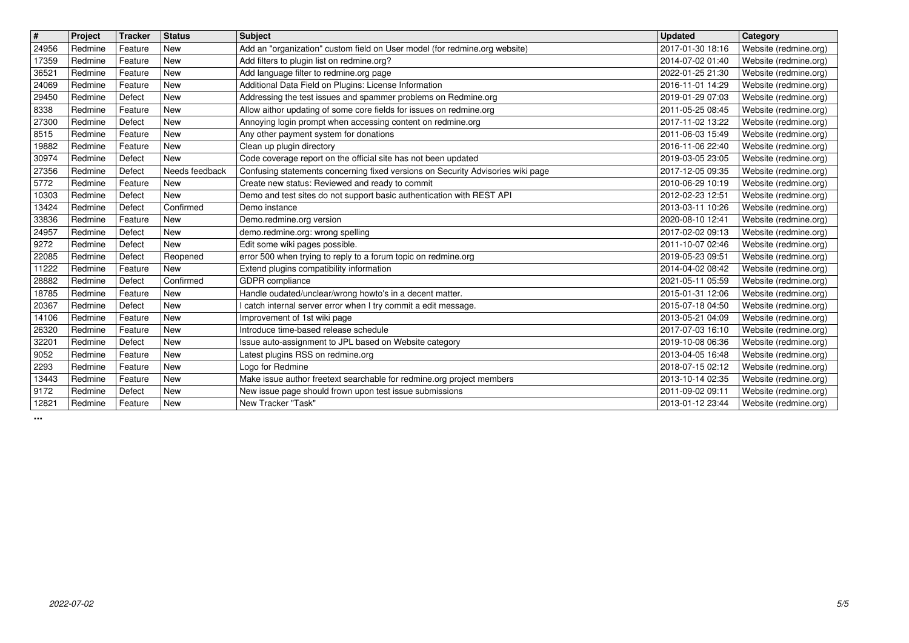| # | Project | Tracker | Status | Subject | Updated | Category |
|---|---|---|---|---|---|---|
| 24956 | Redmine | Feature | New | Add an "organization" custom field on User model (for redmine.org website) | 2017-01-30 18:16 | Website (redmine.org) |
| 17359 | Redmine | Feature | New | Add filters to plugin list on redmine.org? | 2014-07-02 01:40 | Website (redmine.org) |
| 36521 | Redmine | Feature | New | Add language filter to redmine.org page | 2022-01-25 21:30 | Website (redmine.org) |
| 24069 | Redmine | Feature | New | Additional Data Field on Plugins: License Information | 2016-11-01 14:29 | Website (redmine.org) |
| 29450 | Redmine | Defect | New | Addressing the test issues and spammer problems on Redmine.org | 2019-01-29 07:03 | Website (redmine.org) |
| 8338 | Redmine | Feature | New | Allow aithor updating of some core fields for issues on redmine.org | 2011-05-25 08:45 | Website (redmine.org) |
| 27300 | Redmine | Defect | New | Annoying login prompt when accessing content on redmine.org | 2017-11-02 13:22 | Website (redmine.org) |
| 8515 | Redmine | Feature | New | Any other payment system for donations | 2011-06-03 15:49 | Website (redmine.org) |
| 19882 | Redmine | Feature | New | Clean up plugin directory | 2016-11-06 22:40 | Website (redmine.org) |
| 30974 | Redmine | Defect | New | Code coverage report on the official site has not been updated | 2019-03-05 23:05 | Website (redmine.org) |
| 27356 | Redmine | Defect | Needs feedback | Confusing statements concerning fixed versions on Security Advisories wiki page | 2017-12-05 09:35 | Website (redmine.org) |
| 5772 | Redmine | Feature | New | Create new status: Reviewed and ready to commit | 2010-06-29 10:19 | Website (redmine.org) |
| 10303 | Redmine | Defect | New | Demo and test sites do not support basic authentication with REST API | 2012-02-23 12:51 | Website (redmine.org) |
| 13424 | Redmine | Defect | Confirmed | Demo instance | 2013-03-11 10:26 | Website (redmine.org) |
| 33836 | Redmine | Feature | New | Demo.redmine.org version | 2020-08-10 12:41 | Website (redmine.org) |
| 24957 | Redmine | Defect | New | demo.redmine.org: wrong spelling | 2017-02-02 09:13 | Website (redmine.org) |
| 9272 | Redmine | Defect | New | Edit some wiki pages possible. | 2011-10-07 02:46 | Website (redmine.org) |
| 22085 | Redmine | Defect | Reopened | error 500 when trying to reply to a forum topic on redmine.org | 2019-05-23 09:51 | Website (redmine.org) |
| 11222 | Redmine | Feature | New | Extend plugins compatibility information | 2014-04-02 08:42 | Website (redmine.org) |
| 28882 | Redmine | Defect | Confirmed | GDPR compliance | 2021-05-11 05:59 | Website (redmine.org) |
| 18785 | Redmine | Feature | New | Handle oudated/unclear/wrong howto's in a decent matter. | 2015-01-31 12:06 | Website (redmine.org) |
| 20367 | Redmine | Defect | New | I catch internal server error when I try commit a edit message. | 2015-07-18 04:50 | Website (redmine.org) |
| 14106 | Redmine | Feature | New | Improvement of 1st wiki page | 2013-05-21 04:09 | Website (redmine.org) |
| 26320 | Redmine | Feature | New | Introduce time-based release schedule | 2017-07-03 16:10 | Website (redmine.org) |
| 32201 | Redmine | Defect | New | Issue auto-assignment to JPL based on Website category | 2019-10-08 06:36 | Website (redmine.org) |
| 9052 | Redmine | Feature | New | Latest plugins RSS on redmine.org | 2013-04-05 16:48 | Website (redmine.org) |
| 2293 | Redmine | Feature | New | Logo for Redmine | 2018-07-15 02:12 | Website (redmine.org) |
| 13443 | Redmine | Feature | New | Make issue author freetext searchable for redmine.org project members | 2013-10-14 02:35 | Website (redmine.org) |
| 9172 | Redmine | Defect | New | New issue page should frown upon test issue submissions | 2011-09-02 09:11 | Website (redmine.org) |
| 12821 | Redmine | Feature | New | New Tracker "Task" | 2013-01-12 23:44 | Website (redmine.org) |

...